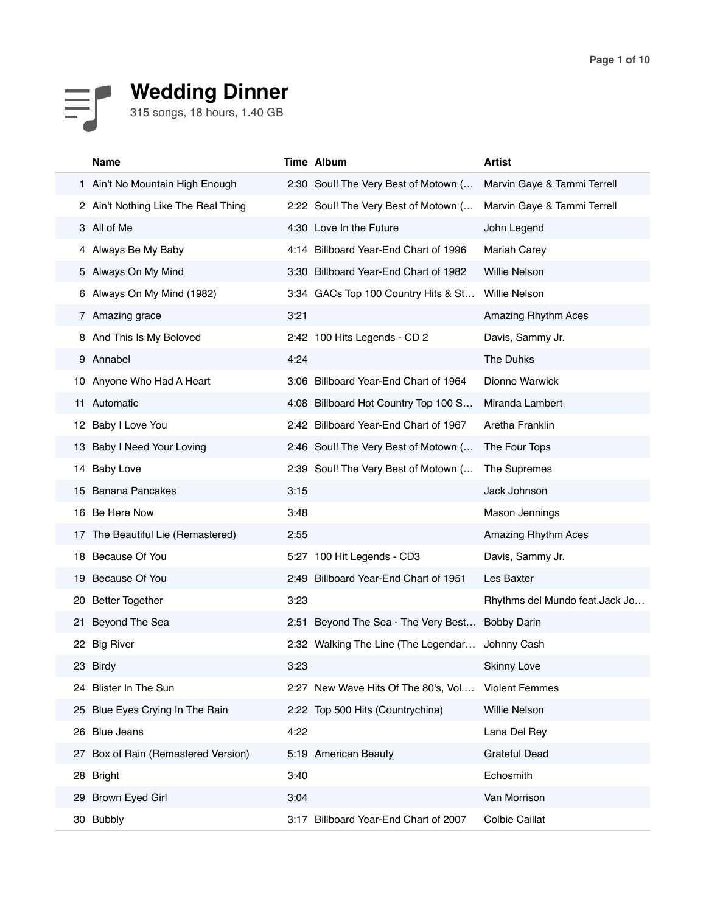# Wedding Dinner

315 songs, 18 hours, 1.40 GB

| | Name | Time | Album | Artist |
|---|---|---|---|---|
| 1 | Ain't No Mountain High Enough | 2:30 | Soul! The Very Best of Motown (… | Marvin Gaye & Tammi Terrell |
| 2 | Ain't Nothing Like The Real Thing | 2:22 | Soul! The Very Best of Motown (… | Marvin Gaye & Tammi Terrell |
| 3 | All of Me | 4:30 | Love In the Future | John Legend |
| 4 | Always Be My Baby | 4:14 | Billboard Year-End Chart of 1996 | Mariah Carey |
| 5 | Always On My Mind | 3:30 | Billboard Year-End Chart of 1982 | Willie Nelson |
| 6 | Always On My Mind (1982) | 3:34 | GACs Top 100 Country Hits & St… | Willie Nelson |
| 7 | Amazing grace | 3:21 | | Amazing Rhythm Aces |
| 8 | And This Is My Beloved | 2:42 | 100 Hits Legends - CD 2 | Davis, Sammy Jr. |
| 9 | Annabel | 4:24 | | The Duhks |
| 10 | Anyone Who Had A Heart | 3:06 | Billboard Year-End Chart of 1964 | Dionne Warwick |
| 11 | Automatic | 4:08 | Billboard Hot Country Top 100 S… | Miranda Lambert |
| 12 | Baby I Love You | 2:42 | Billboard Year-End Chart of 1967 | Aretha Franklin |
| 13 | Baby I Need Your Loving | 2:46 | Soul! The Very Best of Motown (… | The Four Tops |
| 14 | Baby Love | 2:39 | Soul! The Very Best of Motown (… | The Supremes |
| 15 | Banana Pancakes | 3:15 | | Jack Johnson |
| 16 | Be Here Now | 3:48 | | Mason Jennings |
| 17 | The Beautiful Lie (Remastered) | 2:55 | | Amazing Rhythm Aces |
| 18 | Because Of You | 5:27 | 100 Hit Legends - CD3 | Davis, Sammy Jr. |
| 19 | Because Of You | 2:49 | Billboard Year-End Chart of 1951 | Les Baxter |
| 20 | Better Together | 3:23 | | Rhythms del Mundo feat.Jack Jo… |
| 21 | Beyond The Sea | 2:51 | Beyond The Sea - The Very Best… | Bobby Darin |
| 22 | Big River | 2:32 | Walking The Line (The Legendar… | Johnny Cash |
| 23 | Birdy | 3:23 | | Skinny Love |
| 24 | Blister In The Sun | 2:27 | New Wave Hits Of The 80's, Vol.… | Violent Femmes |
| 25 | Blue Eyes Crying In The Rain | 2:22 | Top 500 Hits (Countrychina) | Willie Nelson |
| 26 | Blue Jeans | 4:22 | | Lana Del Rey |
| 27 | Box of Rain (Remastered Version) | 5:19 | American Beauty | Grateful Dead |
| 28 | Bright | 3:40 | | Echosmith |
| 29 | Brown Eyed Girl | 3:04 | | Van Morrison |
| 30 | Bubbly | 3:17 | Billboard Year-End Chart of 2007 | Colbie Caillat |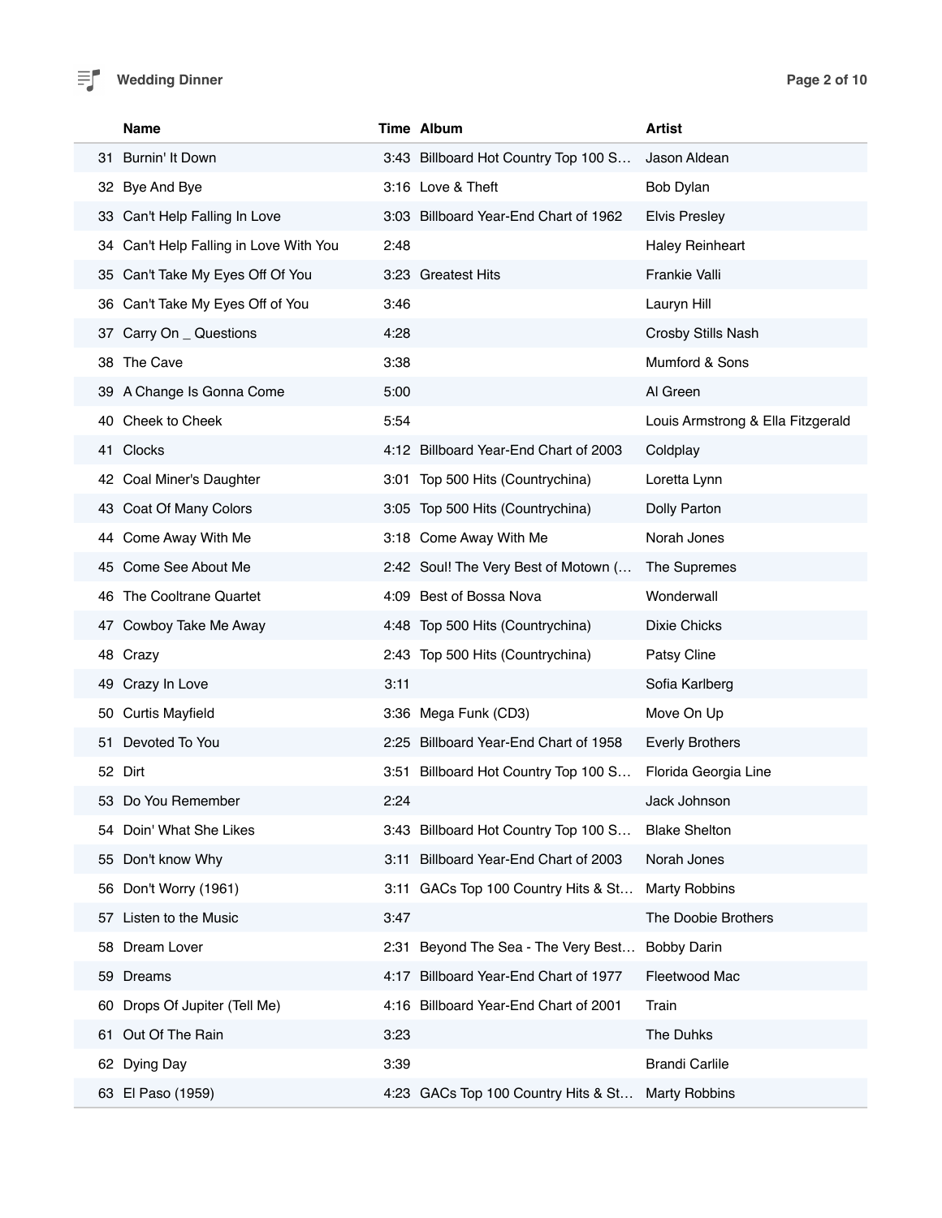| | Name | Time | Album | Artist |
|---|---|---|---|---|
| 31 | Burnin' It Down | 3:43 | Billboard Hot Country Top 100 S… | Jason Aldean |
| 32 | Bye And Bye | 3:16 | Love & Theft | Bob Dylan |
| 33 | Can't Help Falling In Love | 3:03 | Billboard Year-End Chart of 1962 | Elvis Presley |
| 34 | Can't Help Falling in Love With You | 2:48 | | Haley Reinheart |
| 35 | Can't Take My Eyes Off Of You | 3:23 | Greatest Hits | Frankie Valli |
| 36 | Can't Take My Eyes Off of You | 3:46 | | Lauryn Hill |
| 37 | Carry On _ Questions | 4:28 | | Crosby Stills Nash |
| 38 | The Cave | 3:38 | | Mumford & Sons |
| 39 | A Change Is Gonna Come | 5:00 | | Al Green |
| 40 | Cheek to Cheek | 5:54 | | Louis Armstrong & Ella Fitzgerald |
| 41 | Clocks | 4:12 | Billboard Year-End Chart of 2003 | Coldplay |
| 42 | Coal Miner's Daughter | 3:01 | Top 500 Hits (Countrychina) | Loretta Lynn |
| 43 | Coat Of Many Colors | 3:05 | Top 500 Hits (Countrychina) | Dolly Parton |
| 44 | Come Away With Me | 3:18 | Come Away With Me | Norah Jones |
| 45 | Come See About Me | 2:42 | Soul! The Very Best of Motown (… | The Supremes |
| 46 | The Cooltrane Quartet | 4:09 | Best of Bossa Nova | Wonderwall |
| 47 | Cowboy Take Me Away | 4:48 | Top 500 Hits (Countrychina) | Dixie Chicks |
| 48 | Crazy | 2:43 | Top 500 Hits (Countrychina) | Patsy Cline |
| 49 | Crazy In Love | 3:11 | | Sofia Karlberg |
| 50 | Curtis Mayfield | 3:36 | Mega Funk (CD3) | Move On Up |
| 51 | Devoted To You | 2:25 | Billboard Year-End Chart of 1958 | Everly Brothers |
| 52 | Dirt | 3:51 | Billboard Hot Country Top 100 S… | Florida Georgia Line |
| 53 | Do You Remember | 2:24 | | Jack Johnson |
| 54 | Doin' What She Likes | 3:43 | Billboard Hot Country Top 100 S… | Blake Shelton |
| 55 | Don't know Why | 3:11 | Billboard Year-End Chart of 2003 | Norah Jones |
| 56 | Don't Worry (1961) | 3:11 | GACs Top 100 Country Hits & St… | Marty Robbins |
| 57 | Listen to the Music | 3:47 | | The Doobie Brothers |
| 58 | Dream Lover | 2:31 | Beyond The Sea - The Very Best… | Bobby Darin |
| 59 | Dreams | 4:17 | Billboard Year-End Chart of 1977 | Fleetwood Mac |
| 60 | Drops Of Jupiter (Tell Me) | 4:16 | Billboard Year-End Chart of 2001 | Train |
| 61 | Out Of The Rain | 3:23 | | The Duhks |
| 62 | Dying Day | 3:39 | | Brandi Carlile |
| 63 | El Paso (1959) | 4:23 | GACs Top 100 Country Hits & St… | Marty Robbins |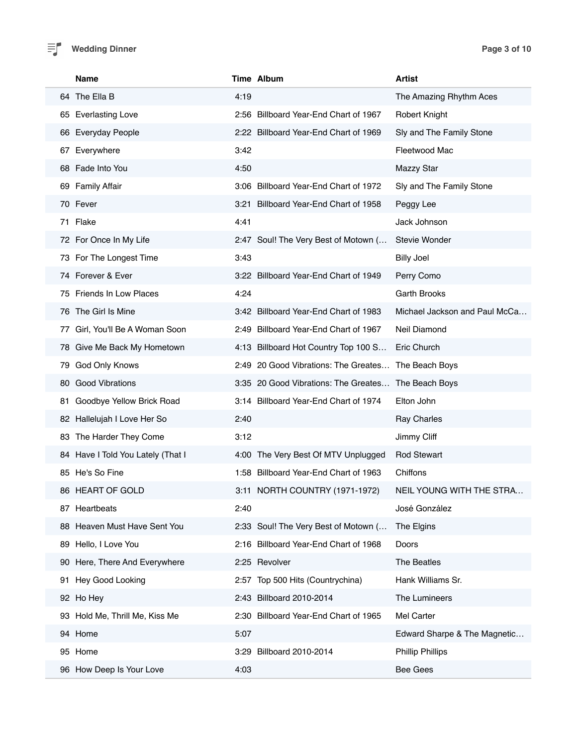Wedding Dinner

| | Name | Time | Album | Artist |
|---|---|---|---|---|
| 64 | The Ella B | 4:19 | | The Amazing Rhythm Aces |
| 65 | Everlasting Love | 2:56 | Billboard Year-End Chart of 1967 | Robert Knight |
| 66 | Everyday People | 2:22 | Billboard Year-End Chart of 1969 | Sly and The Family Stone |
| 67 | Everywhere | 3:42 | | Fleetwood Mac |
| 68 | Fade Into You | 4:50 | | Mazzy Star |
| 69 | Family Affair | 3:06 | Billboard Year-End Chart of 1972 | Sly and The Family Stone |
| 70 | Fever | 3:21 | Billboard Year-End Chart of 1958 | Peggy Lee |
| 71 | Flake | 4:41 | | Jack Johnson |
| 72 | For Once In My Life | 2:47 | Soul! The Very Best of Motown (… | Stevie Wonder |
| 73 | For The Longest Time | 3:43 | | Billy Joel |
| 74 | Forever & Ever | 3:22 | Billboard Year-End Chart of 1949 | Perry Como |
| 75 | Friends In Low Places | 4:24 | | Garth Brooks |
| 76 | The Girl Is Mine | 3:42 | Billboard Year-End Chart of 1983 | Michael Jackson and Paul McCa… |
| 77 | Girl, You'll Be A Woman Soon | 2:49 | Billboard Year-End Chart of 1967 | Neil Diamond |
| 78 | Give Me Back My Hometown | 4:13 | Billboard Hot Country Top 100 S… | Eric Church |
| 79 | God Only Knows | 2:49 | 20 Good Vibrations: The Greates… | The Beach Boys |
| 80 | Good Vibrations | 3:35 | 20 Good Vibrations: The Greates… | The Beach Boys |
| 81 | Goodbye Yellow Brick Road | 3:14 | Billboard Year-End Chart of 1974 | Elton John |
| 82 | Hallelujah I Love Her So | 2:40 | | Ray Charles |
| 83 | The Harder They Come | 3:12 | | Jimmy Cliff |
| 84 | Have I Told You Lately (That I | 4:00 | The Very Best Of MTV Unplugged | Rod Stewart |
| 85 | He's So Fine | 1:58 | Billboard Year-End Chart of 1963 | Chiffons |
| 86 | HEART OF GOLD | 3:11 | NORTH COUNTRY (1971-1972) | NEIL YOUNG WITH THE STRA… |
| 87 | Heartbeats | 2:40 | | José González |
| 88 | Heaven Must Have Sent You | 2:33 | Soul! The Very Best of Motown (… | The Elgins |
| 89 | Hello, I Love You | 2:16 | Billboard Year-End Chart of 1968 | Doors |
| 90 | Here, There And Everywhere | 2:25 | Revolver | The Beatles |
| 91 | Hey Good Looking | 2:57 | Top 500 Hits (Countrychina) | Hank Williams Sr. |
| 92 | Ho Hey | 2:43 | Billboard 2010-2014 | The Lumineers |
| 93 | Hold Me, Thrill Me, Kiss Me | 2:30 | Billboard Year-End Chart of 1965 | Mel Carter |
| 94 | Home | 5:07 | | Edward Sharpe & The Magnetic… |
| 95 | Home | 3:29 | Billboard 2010-2014 | Phillip Phillips |
| 96 | How Deep Is Your Love | 4:03 | | Bee Gees |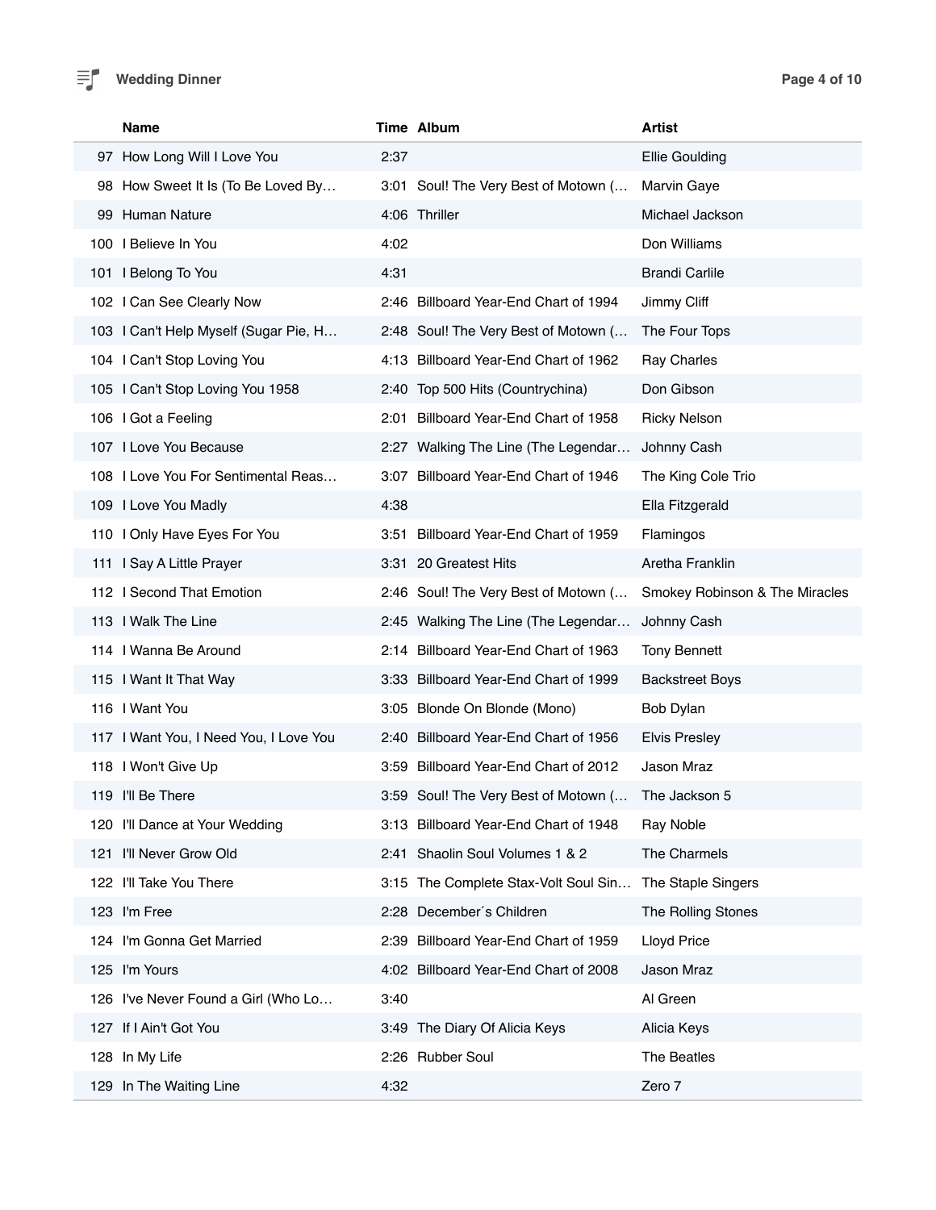# Wedding Dinner

| | Name | Time | Album | Artist |
|---|---|---|---|---|
| 97 | How Long Will I Love You | 2:37 | | Ellie Goulding |
| 98 | How Sweet It Is (To Be Loved By… | 3:01 | Soul! The Very Best of Motown (… | Marvin Gaye |
| 99 | Human Nature | 4:06 | Thriller | Michael Jackson |
| 100 | I Believe In You | 4:02 | | Don Williams |
| 101 | I Belong To You | 4:31 | | Brandi Carlile |
| 102 | I Can See Clearly Now | 2:46 | Billboard Year-End Chart of 1994 | Jimmy Cliff |
| 103 | I Can't Help Myself (Sugar Pie, H… | 2:48 | Soul! The Very Best of Motown (… | The Four Tops |
| 104 | I Can't Stop Loving You | 4:13 | Billboard Year-End Chart of 1962 | Ray Charles |
| 105 | I Can't Stop Loving You 1958 | 2:40 | Top 500 Hits (Countrychina) | Don Gibson |
| 106 | I Got a Feeling | 2:01 | Billboard Year-End Chart of 1958 | Ricky Nelson |
| 107 | I Love You Because | 2:27 | Walking The Line (The Legendar… | Johnny Cash |
| 108 | I Love You For Sentimental Reas… | 3:07 | Billboard Year-End Chart of 1946 | The King Cole Trio |
| 109 | I Love You Madly | 4:38 | | Ella Fitzgerald |
| 110 | I Only Have Eyes For You | 3:51 | Billboard Year-End Chart of 1959 | Flamingos |
| 111 | I Say A Little Prayer | 3:31 | 20 Greatest Hits | Aretha Franklin |
| 112 | I Second That Emotion | 2:46 | Soul! The Very Best of Motown (… | Smokey Robinson & The Miracles |
| 113 | I Walk The Line | 2:45 | Walking The Line (The Legendar… | Johnny Cash |
| 114 | I Wanna Be Around | 2:14 | Billboard Year-End Chart of 1963 | Tony Bennett |
| 115 | I Want It That Way | 3:33 | Billboard Year-End Chart of 1999 | Backstreet Boys |
| 116 | I Want You | 3:05 | Blonde On Blonde (Mono) | Bob Dylan |
| 117 | I Want You, I Need You, I Love You | 2:40 | Billboard Year-End Chart of 1956 | Elvis Presley |
| 118 | I Won't Give Up | 3:59 | Billboard Year-End Chart of 2012 | Jason Mraz |
| 119 | I'll Be There | 3:59 | Soul! The Very Best of Motown (… | The Jackson 5 |
| 120 | I'll Dance at Your Wedding | 3:13 | Billboard Year-End Chart of 1948 | Ray Noble |
| 121 | I'll Never Grow Old | 2:41 | Shaolin Soul Volumes 1 & 2 | The Charmels |
| 122 | I'll Take You There | 3:15 | The Complete Stax-Volt Soul Sin… | The Staple Singers |
| 123 | I'm Free | 2:28 | December´s Children | The Rolling Stones |
| 124 | I'm Gonna Get Married | 2:39 | Billboard Year-End Chart of 1959 | Lloyd Price |
| 125 | I'm Yours | 4:02 | Billboard Year-End Chart of 2008 | Jason Mraz |
| 126 | I've Never Found a Girl (Who Lo… | 3:40 | | Al Green |
| 127 | If I Ain't Got You | 3:49 | The Diary Of Alicia Keys | Alicia Keys |
| 128 | In My Life | 2:26 | Rubber Soul | The Beatles |
| 129 | In The Waiting Line | 4:32 | | Zero 7 |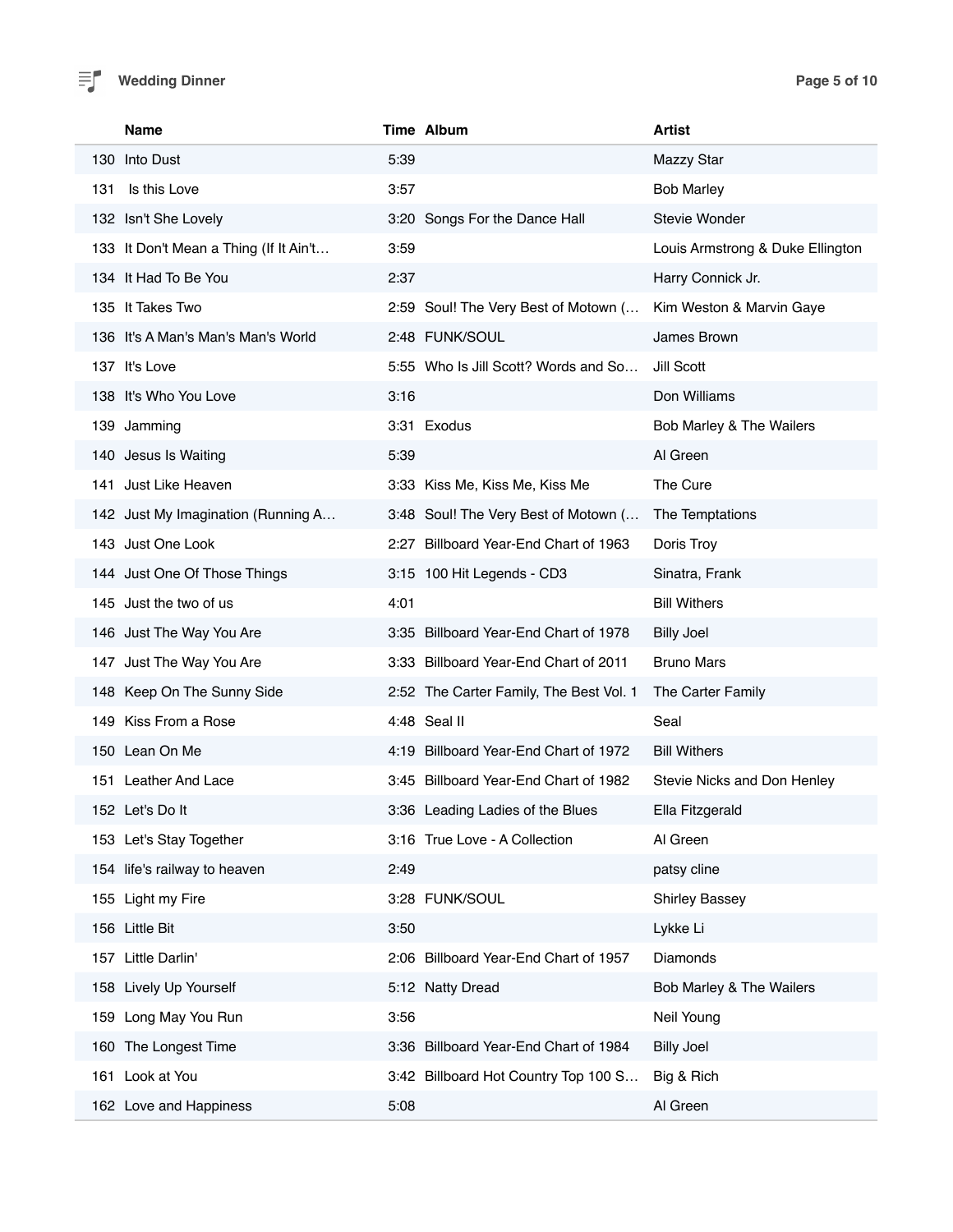| | Name | Time | Album | Artist |
|---|---|---|---|---|
| 130 | Into Dust | 5:39 | | Mazzy Star |
| 131 | Is this Love | 3:57 | | Bob Marley |
| 132 | Isn't She Lovely | 3:20 | Songs For the Dance Hall | Stevie Wonder |
| 133 | It Don't Mean a Thing (If It Ain't… | 3:59 | | Louis Armstrong & Duke Ellington |
| 134 | It Had To Be You | 2:37 | | Harry Connick Jr. |
| 135 | It Takes Two | 2:59 | Soul! The Very Best of Motown (… | Kim Weston & Marvin Gaye |
| 136 | It's A Man's Man's Man's World | 2:48 | FUNK/SOUL | James Brown |
| 137 | It's Love | 5:55 | Who Is Jill Scott? Words and So… | Jill Scott |
| 138 | It's Who You Love | 3:16 | | Don Williams |
| 139 | Jamming | 3:31 | Exodus | Bob Marley & The Wailers |
| 140 | Jesus Is Waiting | 5:39 | | Al Green |
| 141 | Just Like Heaven | 3:33 | Kiss Me, Kiss Me, Kiss Me | The Cure |
| 142 | Just My Imagination (Running A… | 3:48 | Soul! The Very Best of Motown (… | The Temptations |
| 143 | Just One Look | 2:27 | Billboard Year-End Chart of 1963 | Doris Troy |
| 144 | Just One Of Those Things | 3:15 | 100 Hit Legends - CD3 | Sinatra, Frank |
| 145 | Just the two of us | 4:01 | | Bill Withers |
| 146 | Just The Way You Are | 3:35 | Billboard Year-End Chart of 1978 | Billy Joel |
| 147 | Just The Way You Are | 3:33 | Billboard Year-End Chart of 2011 | Bruno Mars |
| 148 | Keep On The Sunny Side | 2:52 | The Carter Family, The Best Vol. 1 | The Carter Family |
| 149 | Kiss From a Rose | 4:48 | Seal II | Seal |
| 150 | Lean On Me | 4:19 | Billboard Year-End Chart of 1972 | Bill Withers |
| 151 | Leather And Lace | 3:45 | Billboard Year-End Chart of 1982 | Stevie Nicks and Don Henley |
| 152 | Let's Do It | 3:36 | Leading Ladies of the Blues | Ella Fitzgerald |
| 153 | Let's Stay Together | 3:16 | True Love - A Collection | Al Green |
| 154 | life's railway to heaven | 2:49 | | patsy cline |
| 155 | Light my Fire | 3:28 | FUNK/SOUL | Shirley Bassey |
| 156 | Little Bit | 3:50 | | Lykke Li |
| 157 | Little Darlin' | 2:06 | Billboard Year-End Chart of 1957 | Diamonds |
| 158 | Lively Up Yourself | 5:12 | Natty Dread | Bob Marley & The Wailers |
| 159 | Long May You Run | 3:56 | | Neil Young |
| 160 | The Longest Time | 3:36 | Billboard Year-End Chart of 1984 | Billy Joel |
| 161 | Look at You | 3:42 | Billboard Hot Country Top 100 S… | Big & Rich |
| 162 | Love and Happiness | 5:08 | | Al Green |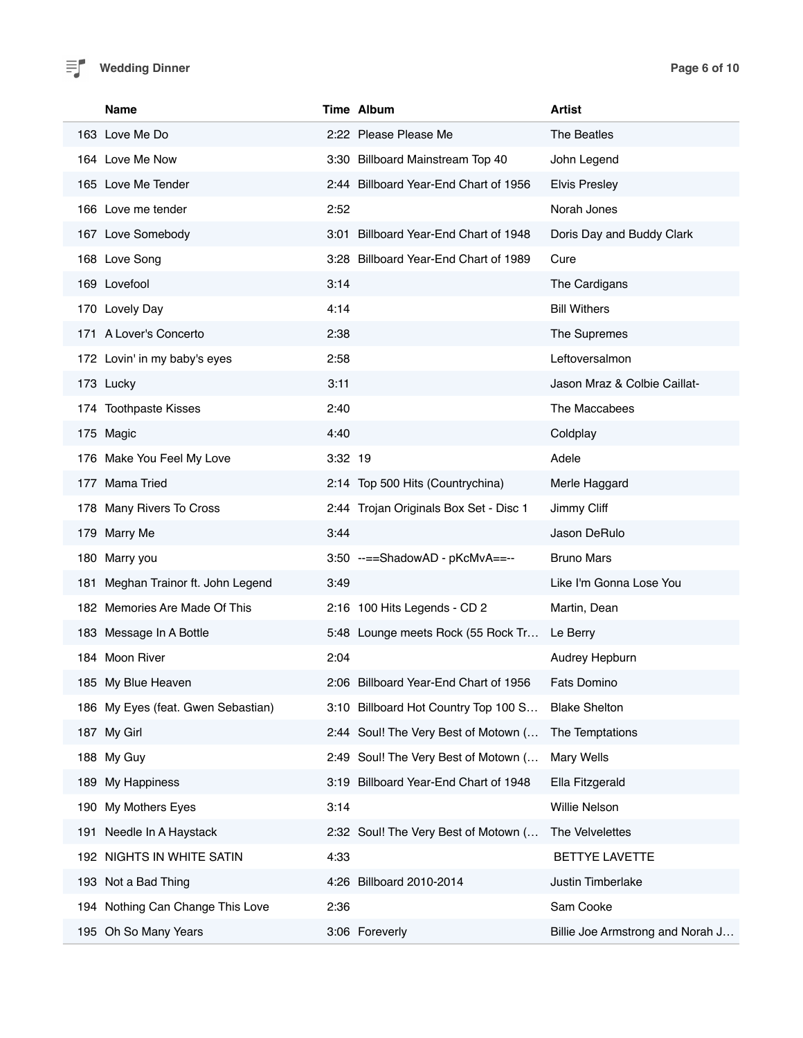| | Name | Time | Album | Artist |
|---|---|---|---|---|
| 163 | Love Me Do | 2:22 | Please Please Me | The Beatles |
| 164 | Love Me Now | 3:30 | Billboard Mainstream Top 40 | John Legend |
| 165 | Love Me Tender | 2:44 | Billboard Year-End Chart of 1956 | Elvis Presley |
| 166 | Love me tender | 2:52 | | Norah Jones |
| 167 | Love Somebody | 3:01 | Billboard Year-End Chart of 1948 | Doris Day and Buddy Clark |
| 168 | Love Song | 3:28 | Billboard Year-End Chart of 1989 | Cure |
| 169 | Lovefool | 3:14 | | The Cardigans |
| 170 | Lovely Day | 4:14 | | Bill Withers |
| 171 | A Lover's Concerto | 2:38 | | The Supremes |
| 172 | Lovin' in my baby's eyes | 2:58 | | Leftoversalmon |
| 173 | Lucky | 3:11 | | Jason Mraz & Colbie Caillat- |
| 174 | Toothpaste Kisses | 2:40 | | The Maccabees |
| 175 | Magic | 4:40 | | Coldplay |
| 176 | Make You Feel My Love | 3:32 | 19 | Adele |
| 177 | Mama Tried | 2:14 | Top 500 Hits (Countrychina) | Merle Haggard |
| 178 | Many Rivers To Cross | 2:44 | Trojan Originals Box Set - Disc 1 | Jimmy Cliff |
| 179 | Marry Me | 3:44 | | Jason DeRulo |
| 180 | Marry you | 3:50 | --==ShadowAD - pKcMvA==-- | Bruno Mars |
| 181 | Meghan Trainor ft. John Legend | 3:49 | | Like I'm Gonna Lose You |
| 182 | Memories Are Made Of This | 2:16 | 100 Hits Legends - CD 2 | Martin, Dean |
| 183 | Message In A Bottle | 5:48 | Lounge meets Rock (55 Rock Tr… | Le Berry |
| 184 | Moon River | 2:04 | | Audrey Hepburn |
| 185 | My Blue Heaven | 2:06 | Billboard Year-End Chart of 1956 | Fats Domino |
| 186 | My Eyes (feat. Gwen Sebastian) | 3:10 | Billboard Hot Country Top 100 S… | Blake Shelton |
| 187 | My Girl | 2:44 | Soul! The Very Best of Motown (… | The Temptations |
| 188 | My Guy | 2:49 | Soul! The Very Best of Motown (… | Mary Wells |
| 189 | My Happiness | 3:19 | Billboard Year-End Chart of 1948 | Ella Fitzgerald |
| 190 | My Mothers Eyes | 3:14 | | Willie Nelson |
| 191 | Needle In A Haystack | 2:32 | Soul! The Very Best of Motown (… | The Velvelettes |
| 192 | NIGHTS IN WHITE SATIN | 4:33 | | BETTYE LAVETTE |
| 193 | Not a Bad Thing | 4:26 | Billboard 2010-2014 | Justin Timberlake |
| 194 | Nothing Can Change This Love | 2:36 | | Sam Cooke |
| 195 | Oh So Many Years | 3:06 | Foreverly | Billie Joe Armstrong and Norah J… |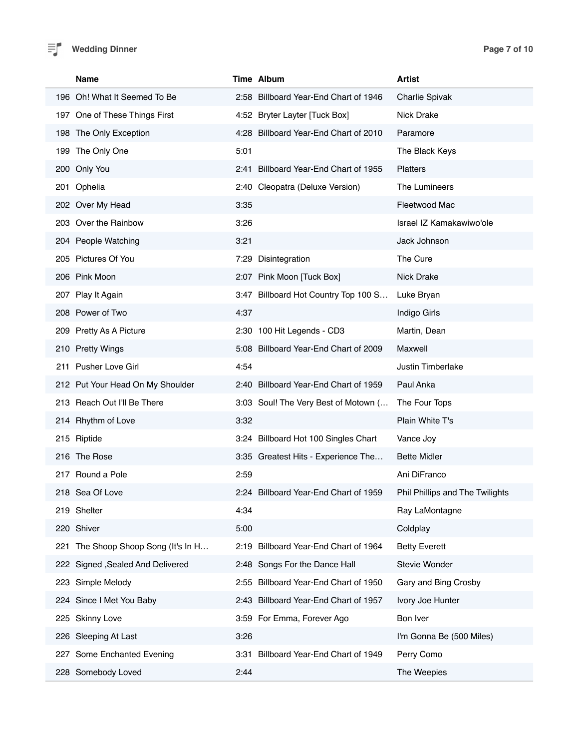|  | Name | Time | Album | Artist |
|---|---|---|---|---|
| 196 | Oh! What It Seemed To Be | 2:58 | Billboard Year-End Chart of 1946 | Charlie Spivak |
| 197 | One of These Things First | 4:52 | Bryter Layter [Tuck Box] | Nick Drake |
| 198 | The Only Exception | 4:28 | Billboard Year-End Chart of 2010 | Paramore |
| 199 | The Only One | 5:01 |  | The Black Keys |
| 200 | Only You | 2:41 | Billboard Year-End Chart of 1955 | Platters |
| 201 | Ophelia | 2:40 | Cleopatra (Deluxe Version) | The Lumineers |
| 202 | Over My Head | 3:35 |  | Fleetwood Mac |
| 203 | Over the Rainbow | 3:26 |  | Israel IZ Kamakawiwo'ole |
| 204 | People Watching | 3:21 |  | Jack Johnson |
| 205 | Pictures Of You | 7:29 | Disintegration | The Cure |
| 206 | Pink Moon | 2:07 | Pink Moon [Tuck Box] | Nick Drake |
| 207 | Play It Again | 3:47 | Billboard Hot Country Top 100 S… | Luke Bryan |
| 208 | Power of Two | 4:37 |  | Indigo Girls |
| 209 | Pretty As A Picture | 2:30 | 100 Hit Legends - CD3 | Martin, Dean |
| 210 | Pretty Wings | 5:08 | Billboard Year-End Chart of 2009 | Maxwell |
| 211 | Pusher Love Girl | 4:54 |  | Justin Timberlake |
| 212 | Put Your Head On My Shoulder | 2:40 | Billboard Year-End Chart of 1959 | Paul Anka |
| 213 | Reach Out I'll Be There | 3:03 | Soul! The Very Best of Motown (… | The Four Tops |
| 214 | Rhythm of Love | 3:32 |  | Plain White T's |
| 215 | Riptide | 3:24 | Billboard Hot 100 Singles Chart | Vance Joy |
| 216 | The Rose | 3:35 | Greatest Hits - Experience The… | Bette Midler |
| 217 | Round a Pole | 2:59 |  | Ani DiFranco |
| 218 | Sea Of Love | 2:24 | Billboard Year-End Chart of 1959 | Phil Phillips and The Twilights |
| 219 | Shelter | 4:34 |  | Ray LaMontagne |
| 220 | Shiver | 5:00 |  | Coldplay |
| 221 | The Shoop Shoop Song (It's In H… | 2:19 | Billboard Year-End Chart of 1964 | Betty Everett |
| 222 | Signed ,Sealed And Delivered | 2:48 | Songs For the Dance Hall | Stevie Wonder |
| 223 | Simple Melody | 2:55 | Billboard Year-End Chart of 1950 | Gary and Bing Crosby |
| 224 | Since I Met You Baby | 2:43 | Billboard Year-End Chart of 1957 | Ivory Joe Hunter |
| 225 | Skinny Love | 3:59 | For Emma, Forever Ago | Bon Iver |
| 226 | Sleeping At Last | 3:26 |  | I'm Gonna Be (500 Miles) |
| 227 | Some Enchanted Evening | 3:31 | Billboard Year-End Chart of 1949 | Perry Como |
| 228 | Somebody Loved | 2:44 |  | The Weepies |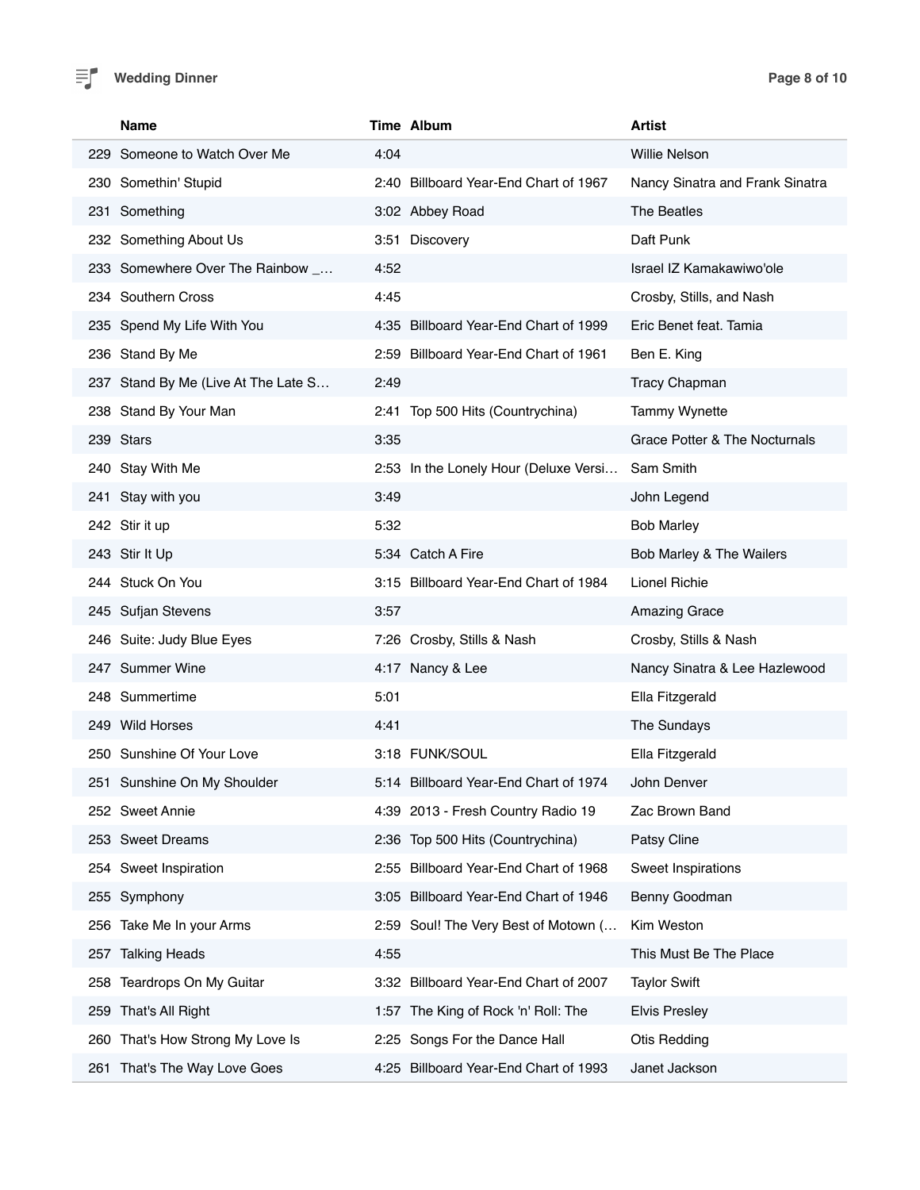| | Name | Time | Album | Artist |
|---|---|---|---|---|
| 229 | Someone to Watch Over Me | 4:04 | | Willie Nelson |
| 230 | Somethin' Stupid | 2:40 | Billboard Year-End Chart of 1967 | Nancy Sinatra and Frank Sinatra |
| 231 | Something | 3:02 | Abbey Road | The Beatles |
| 232 | Something About Us | 3:51 | Discovery | Daft Punk |
| 233 | Somewhere Over The Rainbow _… | 4:52 | | Israel IZ Kamakawiwo'ole |
| 234 | Southern Cross | 4:45 | | Crosby, Stills, and Nash |
| 235 | Spend My Life With You | 4:35 | Billboard Year-End Chart of 1999 | Eric Benet feat. Tamia |
| 236 | Stand By Me | 2:59 | Billboard Year-End Chart of 1961 | Ben E. King |
| 237 | Stand By Me (Live At The Late S… | 2:49 | | Tracy Chapman |
| 238 | Stand By Your Man | 2:41 | Top 500 Hits (Countrychina) | Tammy Wynette |
| 239 | Stars | 3:35 | | Grace Potter & The Nocturnals |
| 240 | Stay With Me | 2:53 | In the Lonely Hour (Deluxe Versi… | Sam Smith |
| 241 | Stay with you | 3:49 | | John Legend |
| 242 | Stir it up | 5:32 | | Bob Marley |
| 243 | Stir It Up | 5:34 | Catch A Fire | Bob Marley & The Wailers |
| 244 | Stuck On You | 3:15 | Billboard Year-End Chart of 1984 | Lionel Richie |
| 245 | Sufjan Stevens | 3:57 | | Amazing Grace |
| 246 | Suite: Judy Blue Eyes | 7:26 | Crosby, Stills & Nash | Crosby, Stills & Nash |
| 247 | Summer Wine | 4:17 | Nancy & Lee | Nancy Sinatra & Lee Hazlewood |
| 248 | Summertime | 5:01 | | Ella Fitzgerald |
| 249 | Wild Horses | 4:41 | | The Sundays |
| 250 | Sunshine Of Your Love | 3:18 | FUNK/SOUL | Ella Fitzgerald |
| 251 | Sunshine On My Shoulder | 5:14 | Billboard Year-End Chart of 1974 | John Denver |
| 252 | Sweet Annie | 4:39 | 2013 - Fresh Country Radio 19 | Zac Brown Band |
| 253 | Sweet Dreams | 2:36 | Top 500 Hits (Countrychina) | Patsy Cline |
| 254 | Sweet Inspiration | 2:55 | Billboard Year-End Chart of 1968 | Sweet Inspirations |
| 255 | Symphony | 3:05 | Billboard Year-End Chart of 1946 | Benny Goodman |
| 256 | Take Me In your Arms | 2:59 | Soul! The Very Best of Motown (… | Kim Weston |
| 257 | Talking Heads | 4:55 | | This Must Be The Place |
| 258 | Teardrops On My Guitar | 3:32 | Billboard Year-End Chart of 2007 | Taylor Swift |
| 259 | That's All Right | 1:57 | The King of Rock 'n' Roll: The | Elvis Presley |
| 260 | That's How Strong My Love Is | 2:25 | Songs For the Dance Hall | Otis Redding |
| 261 | That's The Way Love Goes | 4:25 | Billboard Year-End Chart of 1993 | Janet Jackson |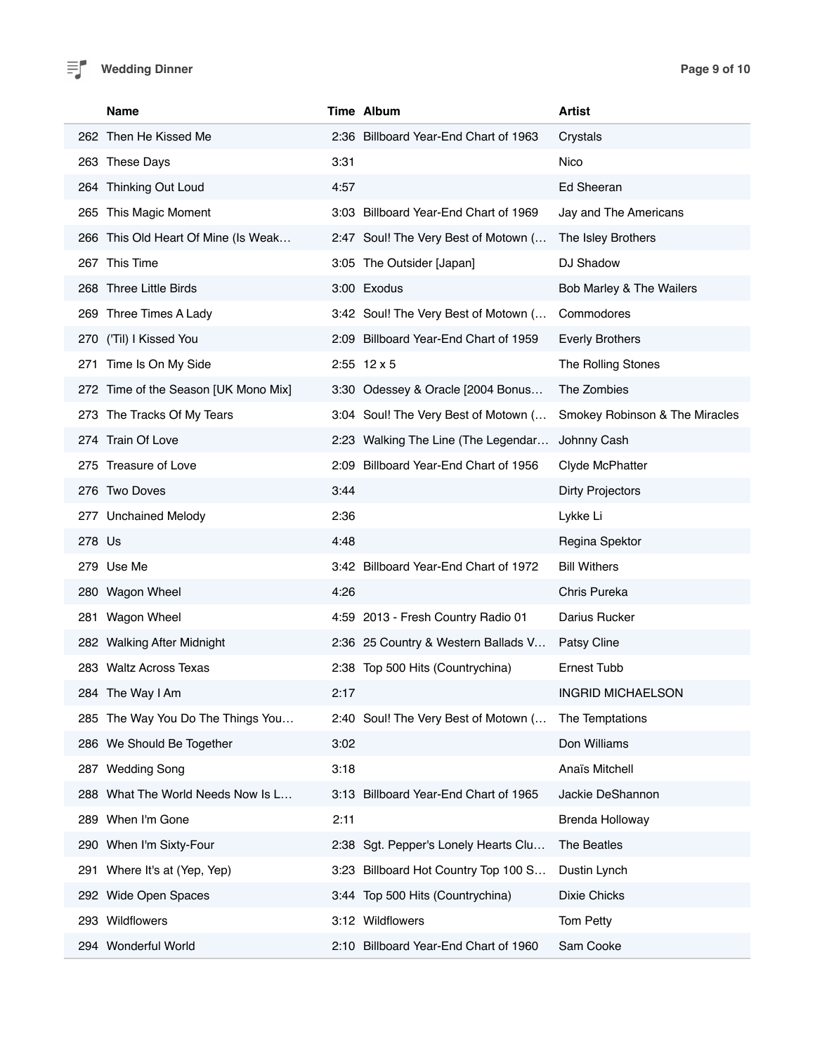**Wedding Dinner**

| | Name | Time | Album | Artist |
|---|---|---|---|---|
| 262 | Then He Kissed Me | 2:36 | Billboard Year-End Chart of 1963 | Crystals |
| 263 | These Days | 3:31 | | Nico |
| 264 | Thinking Out Loud | 4:57 | | Ed Sheeran |
| 265 | This Magic Moment | 3:03 | Billboard Year-End Chart of 1969 | Jay and The Americans |
| 266 | This Old Heart Of Mine (Is Weak… | 2:47 | Soul! The Very Best of Motown (… | The Isley Brothers |
| 267 | This Time | 3:05 | The Outsider [Japan] | DJ Shadow |
| 268 | Three Little Birds | 3:00 | Exodus | Bob Marley & The Wailers |
| 269 | Three Times A Lady | 3:42 | Soul! The Very Best of Motown (… | Commodores |
| 270 | ('Til) I Kissed You | 2:09 | Billboard Year-End Chart of 1959 | Everly Brothers |
| 271 | Time Is On My Side | 2:55 | 12 x 5 | The Rolling Stones |
| 272 | Time of the Season [UK Mono Mix] | 3:30 | Odessey & Oracle [2004 Bonus… | The Zombies |
| 273 | The Tracks Of My Tears | 3:04 | Soul! The Very Best of Motown (… | Smokey Robinson & The Miracles |
| 274 | Train Of Love | 2:23 | Walking The Line (The Legendar… | Johnny Cash |
| 275 | Treasure of Love | 2:09 | Billboard Year-End Chart of 1956 | Clyde McPhatter |
| 276 | Two Doves | 3:44 | | Dirty Projectors |
| 277 | Unchained Melody | 2:36 | | Lykke Li |
| 278 | Us | 4:48 | | Regina Spektor |
| 279 | Use Me | 3:42 | Billboard Year-End Chart of 1972 | Bill Withers |
| 280 | Wagon Wheel | 4:26 | | Chris Pureka |
| 281 | Wagon Wheel | 4:59 | 2013 - Fresh Country Radio 01 | Darius Rucker |
| 282 | Walking After Midnight | 2:36 | 25 Country & Western Ballads V… | Patsy Cline |
| 283 | Waltz Across Texas | 2:38 | Top 500 Hits (Countrychina) | Ernest Tubb |
| 284 | The Way I Am | 2:17 | | INGRID MICHAELSON |
| 285 | The Way You Do The Things You… | 2:40 | Soul! The Very Best of Motown (… | The Temptations |
| 286 | We Should Be Together | 3:02 | | Don Williams |
| 287 | Wedding Song | 3:18 | | Anaïs Mitchell |
| 288 | What The World Needs Now Is L… | 3:13 | Billboard Year-End Chart of 1965 | Jackie DeShannon |
| 289 | When I'm Gone | 2:11 | | Brenda Holloway |
| 290 | When I'm Sixty-Four | 2:38 | Sgt. Pepper's Lonely Hearts Clu… | The Beatles |
| 291 | Where It's at (Yep, Yep) | 3:23 | Billboard Hot Country Top 100 S… | Dustin Lynch |
| 292 | Wide Open Spaces | 3:44 | Top 500 Hits (Countrychina) | Dixie Chicks |
| 293 | Wildflowers | 3:12 | Wildflowers | Tom Petty |
| 294 | Wonderful World | 2:10 | Billboard Year-End Chart of 1960 | Sam Cooke |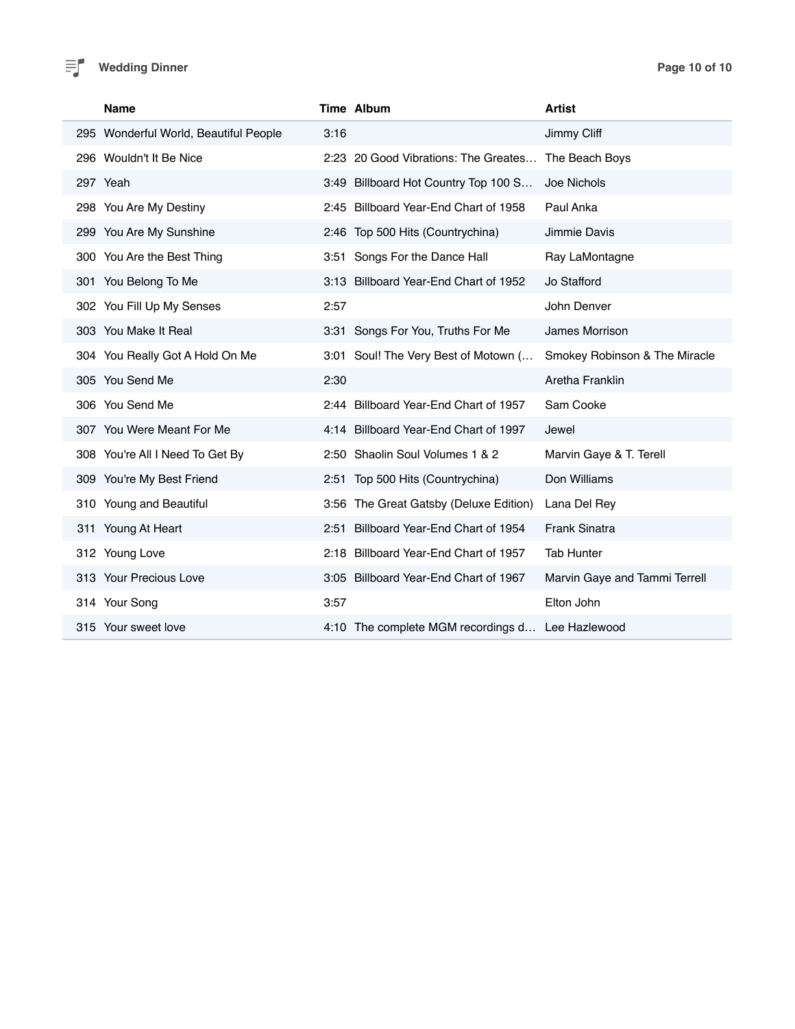| | Name | Time | Album | Artist |
|---|---|---|---|---|
| 295 | Wonderful World, Beautiful People | 3:16 | | Jimmy Cliff |
| 296 | Wouldn't It Be Nice | 2:23 | 20 Good Vibrations: The Greates… | The Beach Boys |
| 297 | Yeah | 3:49 | Billboard Hot Country Top 100 S… | Joe Nichols |
| 298 | You Are My Destiny | 2:45 | Billboard Year-End Chart of 1958 | Paul Anka |
| 299 | You Are My Sunshine | 2:46 | Top 500 Hits (Countrychina) | Jimmie Davis |
| 300 | You Are the Best Thing | 3:51 | Songs For the Dance Hall | Ray LaMontagne |
| 301 | You Belong To Me | 3:13 | Billboard Year-End Chart of 1952 | Jo Stafford |
| 302 | You Fill Up My Senses | 2:57 | | John Denver |
| 303 | You Make It Real | 3:31 | Songs For You, Truths For Me | James Morrison |
| 304 | You Really Got A Hold On Me | 3:01 | Soul! The Very Best of Motown (… | Smokey Robinson & The Miracle |
| 305 | You Send Me | 2:30 | | Aretha Franklin |
| 306 | You Send Me | 2:44 | Billboard Year-End Chart of 1957 | Sam Cooke |
| 307 | You Were Meant For Me | 4:14 | Billboard Year-End Chart of 1997 | Jewel |
| 308 | You're All I Need To Get By | 2:50 | Shaolin Soul Volumes 1 & 2 | Marvin Gaye & T. Terell |
| 309 | You're My Best Friend | 2:51 | Top 500 Hits (Countrychina) | Don Williams |
| 310 | Young and Beautiful | 3:56 | The Great Gatsby (Deluxe Edition) | Lana Del Rey |
| 311 | Young At Heart | 2:51 | Billboard Year-End Chart of 1954 | Frank Sinatra |
| 312 | Young Love | 2:18 | Billboard Year-End Chart of 1957 | Tab Hunter |
| 313 | Your Precious Love | 3:05 | Billboard Year-End Chart of 1967 | Marvin Gaye and Tammi Terrell |
| 314 | Your Song | 3:57 | | Elton John |
| 315 | Your sweet love | 4:10 | The complete MGM recordings d… | Lee Hazlewood |